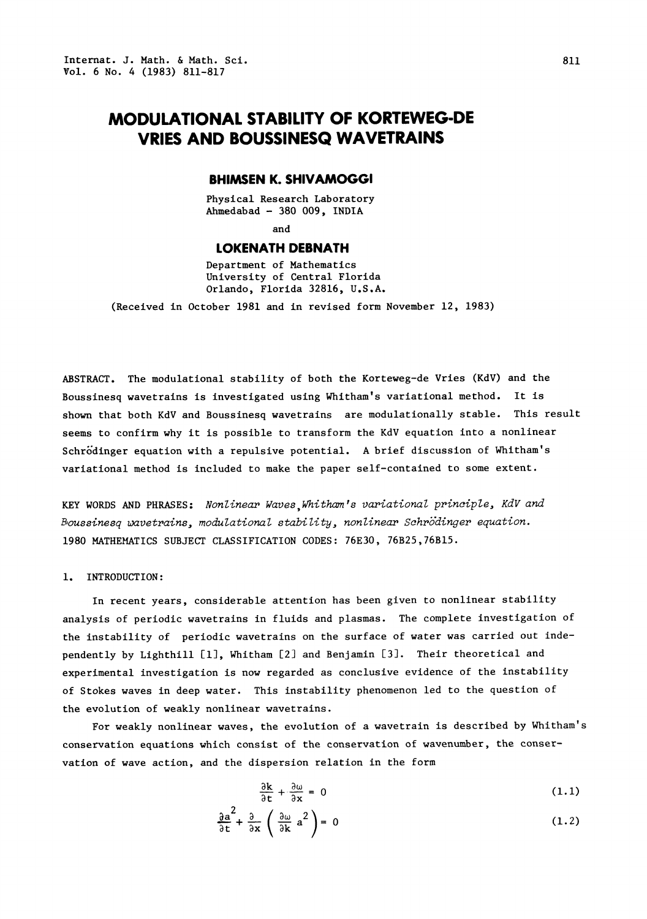# MODULATIONAL STABILITY OF KORTEWEG-DE VRIES AND BOUSSINESQ WAVETRAINS

**BHIMSEN K. SHIVAMOGGI**

Physical Research Laboratory
Ahmedabad - 380 009, INDIA

and

**LOKENATH DEBNATH**

Department of Mathematics
University of Central Florida
Orlando, Florida 32816, U.S.A.

(Received in October 1981 and in revised form November 12, 1983)

ABSTRACT. The modulational stability of both the Korteweg-de Vries (KdV) and the Boussinesq wavetrains is investigated using Whitham's variational method. It is shown that both KdV and Boussinesq wavetrains are modulationally stable. This result seems to confirm why it is possible to transform the KdV equation into a nonlinear Schrödinger equation with a repulsive potential. A brief discussion of Whitham's variational method is included to make the paper self-contained to some extent.

KEY WORDS AND PHRASES: *Nonlinear Waves, Whitham's variational principle, KdV and Boussinesq wavetrains, modulational stability, nonlinear Schrödinger equation.*
1980 MATHEMATICS SUBJECT CLASSIFICATION CODES: 76E30, 76B25, 76B15.

## 1. INTRODUCTION:

In recent years, considerable attention has been given to nonlinear stability analysis of periodic wavetrains in fluids and plasmas. The complete investigation of the instability of periodic wavetrains on the surface of water was carried out independently by Lighthill [1], Whitham [2] and Benjamin [3]. Their theoretical and experimental investigation is now regarded as conclusive evidence of the instability of Stokes waves in deep water. This instability phenomenon led to the question of the evolution of weakly nonlinear wavetrains.

For weakly nonlinear waves, the evolution of a wavetrain is described by Whitham's conservation equations which consist of the conservation of wavenumber, the conservation of wave action, and the dispersion relation in the form

$$\frac{\partial k}{\partial t} + \frac{\partial \omega}{\partial x} = 0 \tag{1.1}$$

$$\frac{\partial a^2}{\partial t} + \frac{\partial}{\partial x}\left(\frac{\partial \omega}{\partial k} a^2\right) = 0 \tag{1.2}$$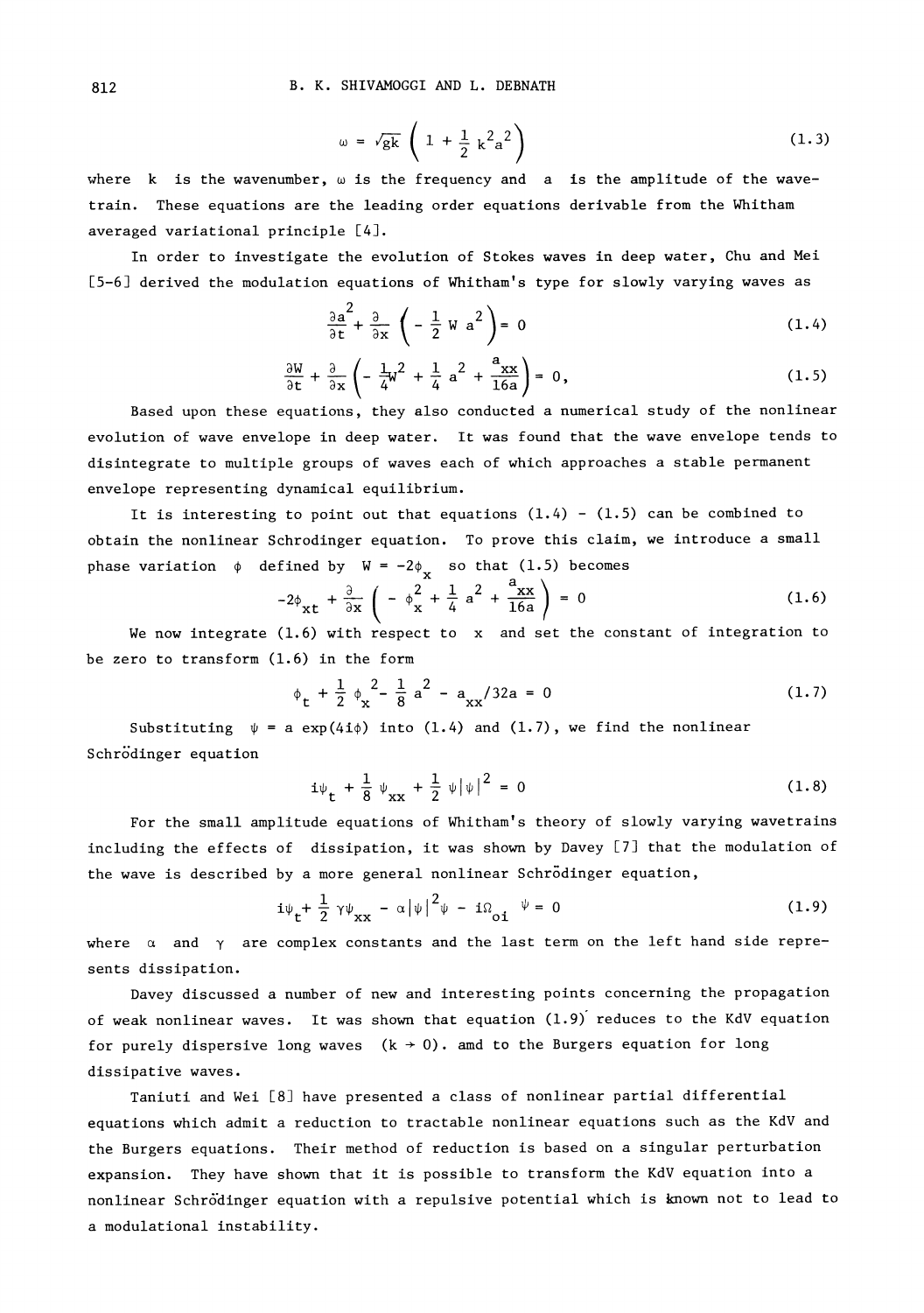$$\omega = \sqrt{gk}\left(1 + \frac{1}{2}k^2a^2\right) \tag{1.3}$$

where $k$ is the wavenumber, $\omega$ is the frequency and $a$ is the amplitude of the wave-train. These equations are the leading order equations derivable from the Whitham averaged variational principle [4].

In order to investigate the evolution of Stokes waves in deep water, Chu and Mei [5-6] derived the modulation equations of Whitham's type for slowly varying waves as

$$\frac{\partial a^2}{\partial t} + \frac{\partial}{\partial x}\left(-\frac{1}{2}W a^2\right) = 0 \tag{1.4}$$

$$\frac{\partial W}{\partial t} + \frac{\partial}{\partial x}\left(-\frac{1}{4}W^2 + \frac{1}{4}a^2 + \frac{a_{xx}}{16a}\right) = 0, \tag{1.5}$$

Based upon these equations, they also conducted a numerical study of the nonlinear evolution of wave envelope in deep water. It was found that the wave envelope tends to disintegrate to multiple groups of waves each of which approaches a stable permanent envelope representing dynamical equilibrium.

It is interesting to point out that equations (1.4) - (1.5) can be combined to obtain the nonlinear Schrodinger equation. To prove this claim, we introduce a small phase variation $\phi$ defined by $W = -2\phi_x$ so that (1.5) becomes

$$-2\phi_{xt} + \frac{\partial}{\partial x}\left(-\phi_x^2 + \frac{1}{4}a^2 + \frac{a_{xx}}{16a}\right) = 0 \tag{1.6}$$

We now integrate (1.6) with respect to $x$ and set the constant of integration to be zero to transform (1.6) in the form

$$\phi_t + \frac{1}{2}\phi_x^2 - \frac{1}{8}a^2 - a_{xx}/32a = 0 \tag{1.7}$$

Substituting $\psi = a\exp(4i\phi)$ into (1.4) and (1.7), we find the nonlinear Schrödinger equation

$$i\psi_t + \frac{1}{8}\psi_{xx} + \frac{1}{2}\psi|\psi|^2 = 0 \tag{1.8}$$

For the small amplitude equations of Whitham's theory of slowly varying wavetrains including the effects of dissipation, it was shown by Davey [7] that the modulation of the wave is described by a more general nonlinear Schrödinger equation,

$$i\psi_t + \frac{1}{2}\gamma\psi_{xx} - \alpha|\psi|^2\psi - i\Omega_{oi}\psi = 0 \tag{1.9}$$

where $\alpha$ and $\gamma$ are complex constants and the last term on the left hand side represents dissipation.

Davey discussed a number of new and interesting points concerning the propagation of weak nonlinear waves. It was shown that equation (1.9) reduces to the KdV equation for purely dispersive long waves ($k \to 0$). amd to the Burgers equation for long dissipative waves.

Taniuti and Wei [8] have presented a class of nonlinear partial differential equations which admit a reduction to tractable nonlinear equations such as the KdV and the Burgers equations. Their method of reduction is based on a singular perturbation expansion. They have shown that it is possible to transform the KdV equation into a nonlinear Schrödinger equation with a repulsive potential which is known not to lead to a modulational instability.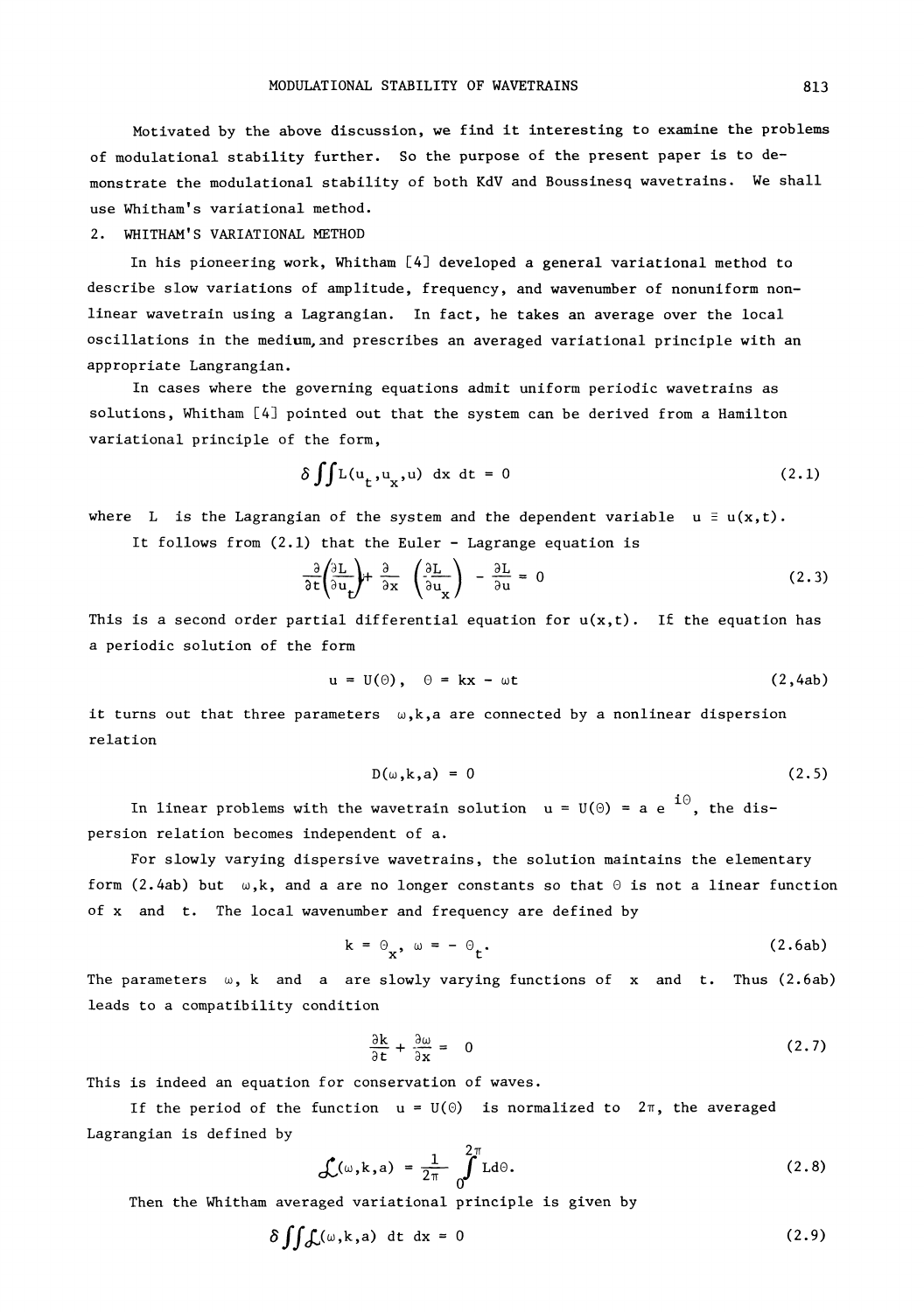Motivated by the above discussion, we find it interesting to examine the problems of modulational stability further. So the purpose of the present paper is to demonstrate the modulational stability of both KdV and Boussinesq wavetrains. We shall use Whitham's variational method.

## 2. WHITHAM'S VARIATIONAL METHOD

In his pioneering work, Whitham [4] developed a general variational method to describe slow variations of amplitude, frequency, and wavenumber of nonuniform nonlinear wavetrain using a Lagrangian. In fact, he takes an average over the local oscillations in the medium, and prescribes an averaged variational principle with an appropriate Langrangian.

In cases where the governing equations admit uniform periodic wavetrains as solutions, Whitham [4] pointed out that the system can be derived from a Hamilton variational principle of the form,

$$\delta \iint L(u_t, u_x, u)\, dx\, dt = 0 \tag{2.1}$$

where $L$ is the Lagrangian of the system and the dependent variable $u \equiv u(x,t)$.

It follows from (2.1) that the Euler - Lagrange equation is

$$\frac{\partial}{\partial t}\left(\frac{\partial L}{\partial u_t}\right) + \frac{\partial}{\partial x}\left(\frac{\partial L}{\partial u_x}\right) - \frac{\partial L}{\partial u} = 0 \tag{2.3}$$

This is a second order partial differential equation for $u(x,t)$. If the equation has a periodic solution of the form

$$u = U(\Theta), \quad \Theta = kx - \omega t \tag{2,4ab}$$

it turns out that three parameters $\omega, k, a$ are connected by a nonlinear dispersion relation

$$D(\omega, k, a) = 0 \tag{2.5}$$

In linear problems with the wavetrain solution $u = U(\Theta) = a\, e^{i\Theta}$, the dispersion relation becomes independent of a.

For slowly varying dispersive wavetrains, the solution maintains the elementary form (2.4ab) but $\omega, k$, and a are no longer constants so that $\Theta$ is not a linear function of $x$ and $t$. The local wavenumber and frequency are defined by

$$k = \Theta_x, \quad \omega = -\Theta_t. \tag{2.6ab}$$

The parameters $\omega$, $k$ and $a$ are slowly varying functions of $x$ and $t$. Thus (2.6ab) leads to a compatibility condition

$$\frac{\partial k}{\partial t} + \frac{\partial \omega}{\partial x} = 0 \tag{2.7}$$

This is indeed an equation for conservation of waves.

If the period of the function $u = U(\Theta)$ is normalized to $2\pi$, the averaged Lagrangian is defined by

$$\mathcal{L}(\omega, k, a) = \frac{1}{2\pi}\int_0^{2\pi} L\, d\Theta. \tag{2.8}$$

Then the Whitham averaged variational principle is given by

$$\delta \iint \mathcal{L}(\omega, k, a)\, dt\, dx = 0 \tag{2.9}$$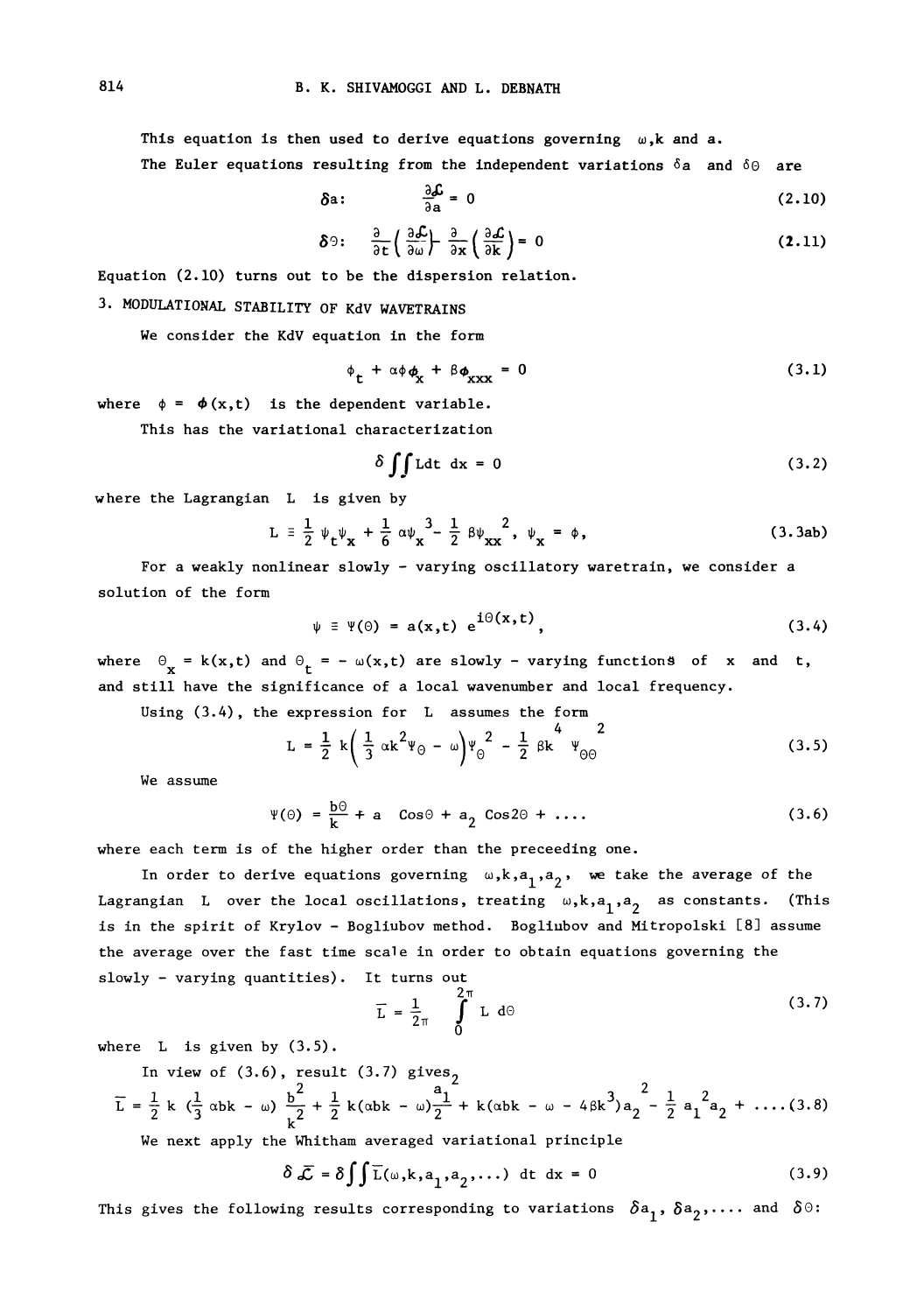This equation is then used to derive equations governing $\omega$, $k$ and $a$.

The Euler equations resulting from the independent variations $\delta a$ and $\delta\Theta$ are

$$\delta a: \qquad \frac{\partial \mathcal{L}}{\partial a} = 0 \tag{2.10}$$

$$\delta\Theta: \qquad \frac{\partial}{\partial t}\left(\frac{\partial \mathcal{L}}{\partial \omega}\right) - \frac{\partial}{\partial x}\left(\frac{\partial \mathcal{L}}{\partial k}\right) = 0 \tag{2.11}$$

Equation (2.10) turns out to be the dispersion relation.

## 3. MODULATIONAL STABILITY OF KdV WAVETRAINS

We consider the KdV equation in the form

$$\phi_t + \alpha\phi\phi_x + \beta\phi_{xxx} = 0 \tag{3.1}$$

where $\phi = \phi(x,t)$ is the dependent variable.

This has the variational characterization

$$\delta \iint L\,dt\,dx = 0 \tag{3.2}$$

where the Lagrangian $L$ is given by

$$L \equiv \frac{1}{2}\psi_t\psi_x + \frac{1}{6}\alpha\psi_x^{\;3} - \frac{1}{2}\beta\psi_{xx}^{\;2}, \quad \psi_x = \phi, \tag{3.3ab}$$

For a weakly nonlinear slowly - varying oscillatory waretrain, we consider a solution of the form

$$\psi \equiv \Psi(\Theta) = a(x,t)\,e^{i\Theta(x,t)}, \tag{3.4}$$

where $\Theta_x = k(x,t)$ and $\Theta_t = -\,\omega(x,t)$ are slowly - varying functions of $x$ and $t$, and still have the significance of a local wavenumber and local frequency.

Using (3.4), the expression for $L$ assumes the form

$$L = \frac{1}{2}\,k\left(\frac{1}{3}\,\alpha k^2\Psi_\Theta - \omega\right)\Psi_\Theta^{\;2} - \frac{1}{2}\,\beta k^4\,\Psi_{\Theta\Theta}^{\;2} \tag{3.5}$$

We assume

$$\Psi(\Theta) = \frac{b\Theta}{k} + a\;\cos\Theta + a_2\;\cos 2\Theta + \ldots. \tag{3.6}$$

where each term is of the higher order than the preceeding one.

In order to derive equations governing $\omega, k, a_1, a_2$, we take the average of the Lagrangian $L$ over the local oscillations, treating $\omega, k, a_1, a_2$ as constants. (This is in the spirit of Krylov - Bogliubov method. Bogliubov and Mitropolski [8] assume the average over the fast time scale in order to obtain equations governing the slowly - varying quantities). It turns out

$$\bar{L} = \frac{1}{2\pi}\int_0^{2\pi} L\,d\Theta \tag{3.7}$$

where $L$ is given by (3.5).

In view of (3.6), result (3.7) gives

$$\bar{L} = \frac{1}{2}\,k\,\left(\frac{1}{3}\,\alpha bk - \omega\right)\frac{b^2}{k^2} + \frac{1}{2}\,k(\alpha bk - \omega)\frac{a_1^{\;2}}{2} + k(\alpha bk - \omega - 4\beta k^3)a_2^{\;2} - \frac{1}{2}\,a_1^{\;2}a_2 + \ldots. \tag{3.8}$$

We next apply the Whitham averaged variational principle

$$\delta\bar{\mathcal{L}} = \delta\iint \bar{L}(\omega, k, a_1, a_2, \ldots)\;dt\;dx = 0 \tag{3.9}$$

This gives the following results corresponding to variations $\delta a_1, \delta a_2, \ldots$ and $\delta\Theta$: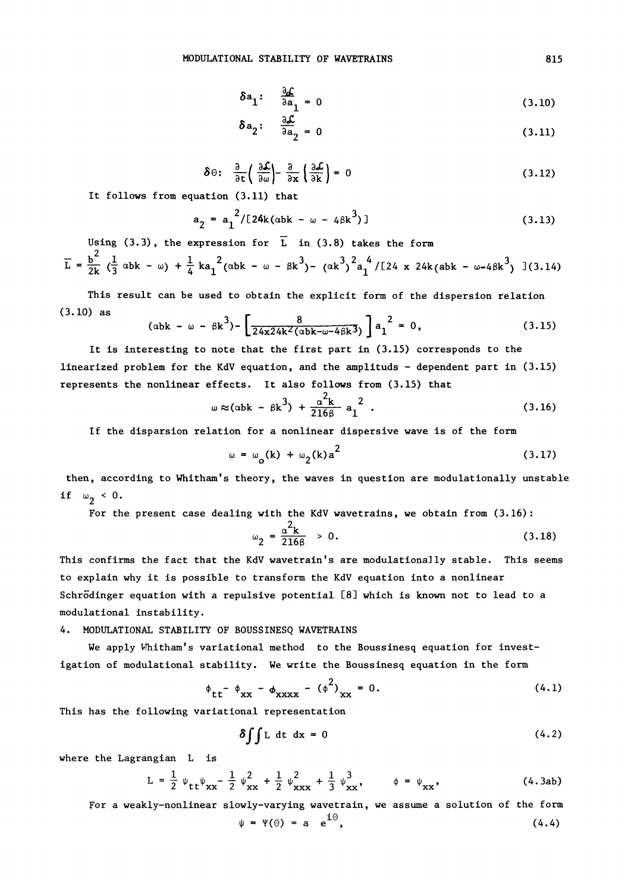$$\delta a_1: \quad \frac{\partial \mathcal{L}}{\partial a_1} = 0 \tag{3.10}$$

$$\delta a_2: \quad \frac{\partial \mathcal{L}}{\partial a_2} = 0 \tag{3.11}$$

$$\delta \theta: \quad \frac{\partial}{\partial t}\left(\frac{\partial \mathcal{L}}{\partial \omega}\right) - \frac{\partial}{\partial x}\left(\frac{\partial \mathcal{L}}{\partial k}\right) = 0 \tag{3.12}$$

It follows from equation (3.11) that

$$a_2 = a_1^{\,2}/[24k(\alpha bk - \omega - 4\beta k^3)] \tag{3.13}$$

Using (3.3), the expression for $\bar{L}$ in (3.8) takes the form

$$\bar{L} = \frac{b^2}{2k}\left(\frac{1}{3}\,\alpha bk - \omega\right) + \frac{1}{4}\,ka_1^{\,2}(\alpha bk - \omega - \beta k^3) - (\alpha k^3)^2 a_1^{\,4}/[24 \times 24k(abk - \omega - 4\beta k^3)] \tag{3.14}$$

This result can be used to obtain the explicit form of the dispersion relation (3.10) as

$$(\alpha bk - \omega - \beta k^3) - \left[\frac{8}{24 \times 24k^2(\alpha bk - \omega - 4\beta k^3)}\right] a_1^{\,2} = 0, \tag{3.15}$$

It is interesting to note that the first part in (3.15) corresponds to the linearized problem for the KdV equation, and the amplituds - dependent part in (3.15) represents the nonlinear effects. It also follows from (3.15) that

$$\omega \approx (\alpha bk - \beta k^3) + \frac{\alpha^2 k}{216\beta}\, a_1^{\,2}. \tag{3.16}$$

If the disparsion relation for a nonlinear dispersive wave is of the form

$$\omega = \omega_o(k) + \omega_2(k)a^2 \tag{3.17}$$

then, according to Whitham's theory, the waves in question are modulationally unstable if $\omega_2 < 0$.

For the present case dealing with the KdV wavetrains, we obtain from (3.16):

$$\omega_2 = \frac{\alpha^2 k}{216\beta} > 0. \tag{3.18}$$

This confirms the fact that the KdV wavetrain's are modulationally stable. This seems to explain why it is possible to transform the KdV equation into a nonlinear Schrödinger equation with a repulsive potential [8] which is known not to lead to a modulational instability.

## 4. MODULATIONAL STABILITY OF BOUSSINESQ WAVETRAINS

We apply Whitham's variational method to the Boussinesq equation for investigation of modulational stability. We write the Boussinesq equation in the form

$$\phi_{tt} - \phi_{xx} - \phi_{xxxx} - (\phi^2)_{xx} = 0. \tag{4.1}$$

This has the following variational representation

$$\delta \iint L \; dt \; dx = 0 \tag{4.2}$$

where the Lagrangian $L$ is

$$L = \frac{1}{2}\,\psi_{tt}\psi_{xx} - \frac{1}{2}\,\psi_{xx}^2 + \frac{1}{2}\,\psi_{xxx}^2 + \frac{1}{3}\,\psi_{xx}^3, \qquad \phi = \psi_{xx}, \tag{4.3ab}$$

For a weakly-nonlinear slowly-varying wavetrain, we assume a solution of the form

$$\psi = \Psi(\Theta) = a\; e^{i\Theta}, \tag{4.4}$$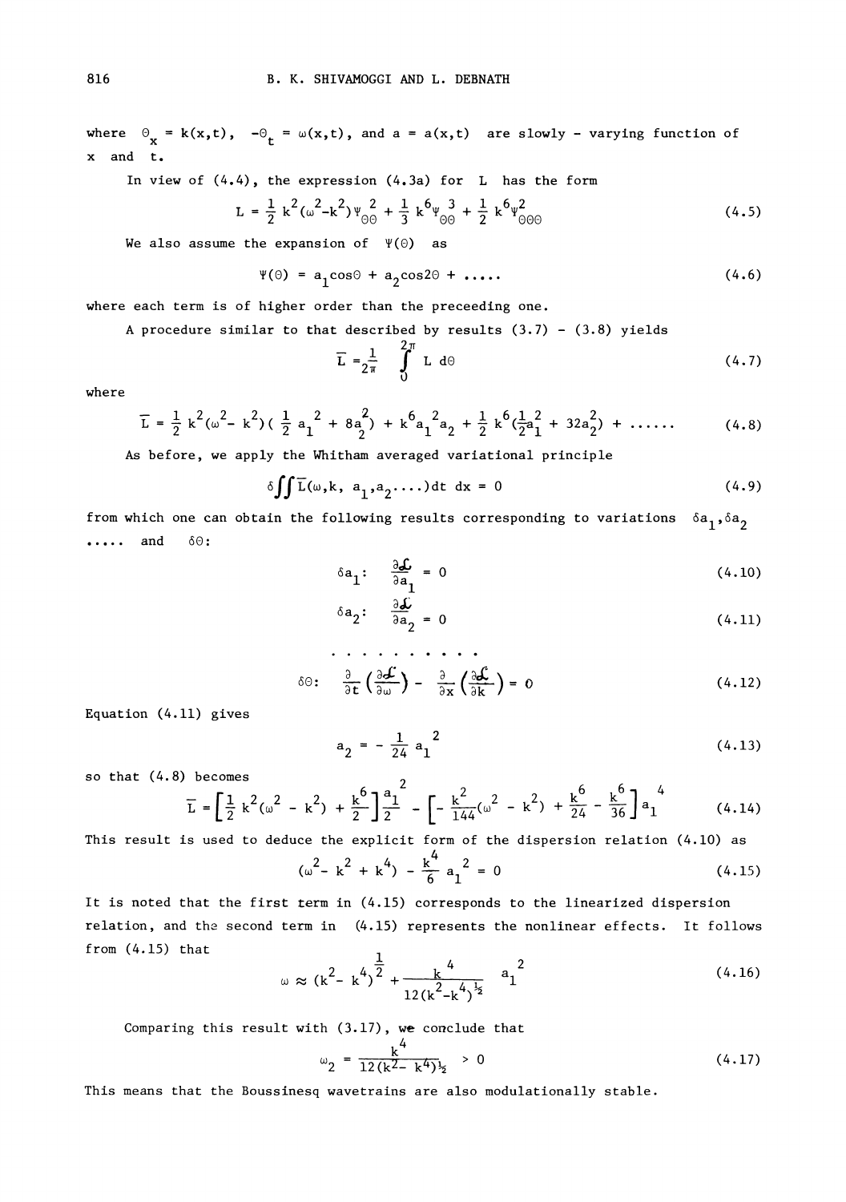where $\Theta_x = k(x,t)$, $-\Theta_t = \omega(x,t)$, and $a = a(x,t)$ are slowly - varying function of $x$ and $t$.

In view of (4.4), the expression (4.3a) for $L$ has the form

$$L = \frac{1}{2} k^2(\omega^2 - k^2)\Psi_{\Theta\Theta}^2 + \frac{1}{3} k^6 \Psi_{\Theta\Theta}^3 + \frac{1}{2} k^6 \Psi_{\Theta\Theta\Theta}^2 \tag{4.5}$$

We also assume the expansion of $\Psi(\Theta)$ as

$$\Psi(\Theta) = a_1 \cos\Theta + a_2 \cos 2\Theta + \ldots\ldots \tag{4.6}$$

where each term is of higher order than the preceeding one.

A procedure similar to that described by results (3.7) - (3.8) yields

$$\bar{L} = \frac{1}{2\pi} \int_0^{2\pi} L \, d\Theta \tag{4.7}$$

where

$$\bar{L} = \frac{1}{2} k^2(\omega^2 - k^2)\left(\frac{1}{2} a_1^2 + 8a_2^2\right) + k^6 a_1^2 a_2 + \frac{1}{2} k^6 \left(\frac{1}{2} a_1^2 + 32 a_2^2\right) + \ldots\ldots \tag{4.8}$$

As before, we apply the Whitham averaged variational principle

$$\delta \iint \bar{L}(\omega, k, a_1, a_2 \ldots\ldots) dt \, dx = 0 \tag{4.9}$$

from which one can obtain the following results corresponding to variations $\delta a_1, \delta a_2$ ..... and $\delta\Theta$:

$$\delta a_1: \quad \frac{\partial \mathcal{L}}{\partial a_1} = 0 \tag{4.10}$$

$$\delta a_2: \quad \frac{\partial \mathcal{L}}{\partial a_2} = 0 \tag{4.11}$$

$$\cdots\cdots\cdots\cdots$$

$$\delta\Theta: \quad \frac{\partial}{\partial t}\left(\frac{\partial \mathcal{L}}{\partial \omega}\right) - \frac{\partial}{\partial x}\left(\frac{\partial \mathcal{L}}{\partial k}\right) = 0 \tag{4.12}$$

Equation (4.11) gives

$$a_2 = -\frac{1}{24} a_1^2 \tag{4.13}$$

so that (4.8) becomes

$$\bar{L} = \left[\frac{1}{2} k^2(\omega^2 - k^2) + \frac{k^6}{2}\right]\frac{a_1^2}{2} - \left[-\frac{k^2}{144}(\omega^2 - k^2) + \frac{k^6}{24} - \frac{k^6}{36}\right] a_1^4 \tag{4.14}$$

This result is used to deduce the explicit form of the dispersion relation (4.10) as

$$(\omega^2 - k^2 + k^4) - \frac{k^4}{6} a_1^2 = 0 \tag{4.15}$$

It is noted that the first term in (4.15) corresponds to the linearized dispersion relation, and the second term in (4.15) represents the nonlinear effects. It follows from (4.15) that

$$\omega \approx (k^2 - k^4)^{\frac{1}{2}} + \frac{k^4}{12(k^2 - k^4)^{\frac{1}{2}}} a_1^2 \tag{4.16}$$

Comparing this result with (3.17), we conclude that

$$\omega_2 = \frac{k^4}{12(k^2 - k^4)^{\frac{1}{2}}} > 0 \tag{4.17}$$

This means that the Boussinesq wavetrains are also modulationally stable.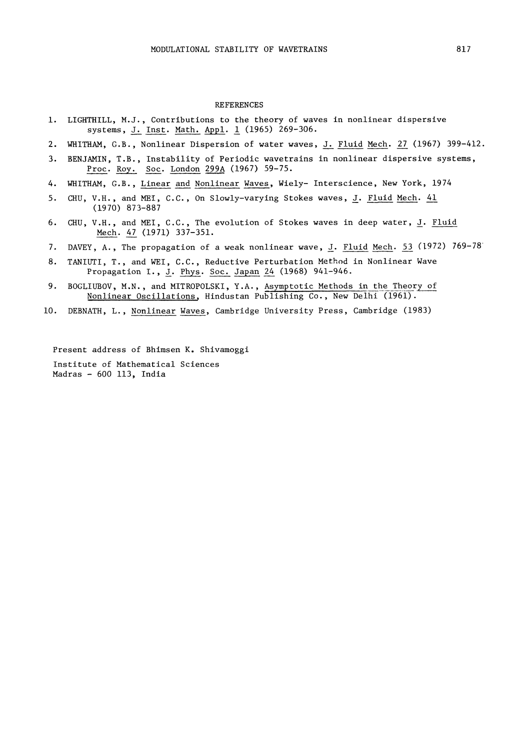## REFERENCES

1. LIGHTHILL, M.J., Contributions to the theory of waves in nonlinear dispersive systems, J. Inst. Math. Appl. 1 (1965) 269-306.
2. WHITHAM, G.B., Nonlinear Dispersion of water waves, J. Fluid Mech. 27 (1967) 399-412.
3. BENJAMIN, T.B., Instability of Periodic wavetrains in nonlinear dispersive systems, Proc. Roy. Soc. London 299A (1967) 59-75.
4. WHITHAM, G.B., Linear and Nonlinear Waves, Wiely- Interscience, New York, 1974
5. CHU, V.H., and MEI, C.C., On Slowly-varying Stokes waves, J. Fluid Mech. 41 (1970) 873-887
6. CHU, V.H., and MEI, C.C., The evolution of Stokes waves in deep water, J. Fluid Mech. 47 (1971) 337-351.
7. DAVEY, A., The propagation of a weak nonlinear wave, J. Fluid Mech. 53 (1972) 769-78
8. TANIUTI, T., and WEI, C.C., Reductive Perturbation Method in Nonlinear Wave Propagation I., J. Phys. Soc. Japan 24 (1968) 941-946.
9. BOGLIUBOV, M.N., and MITROPOLSKI, Y.A., Asymptotic Methods in the Theory of Nonlinear Oscillations, Hindustan Publishing Co., New Delhi (1961).
10. DEBNATH, L., Nonlinear Waves, Cambridge University Press, Cambridge (1983)

Present address of Bhimsen K. Shivamoggi

Institute of Mathematical Sciences
Madras - 600 113, India